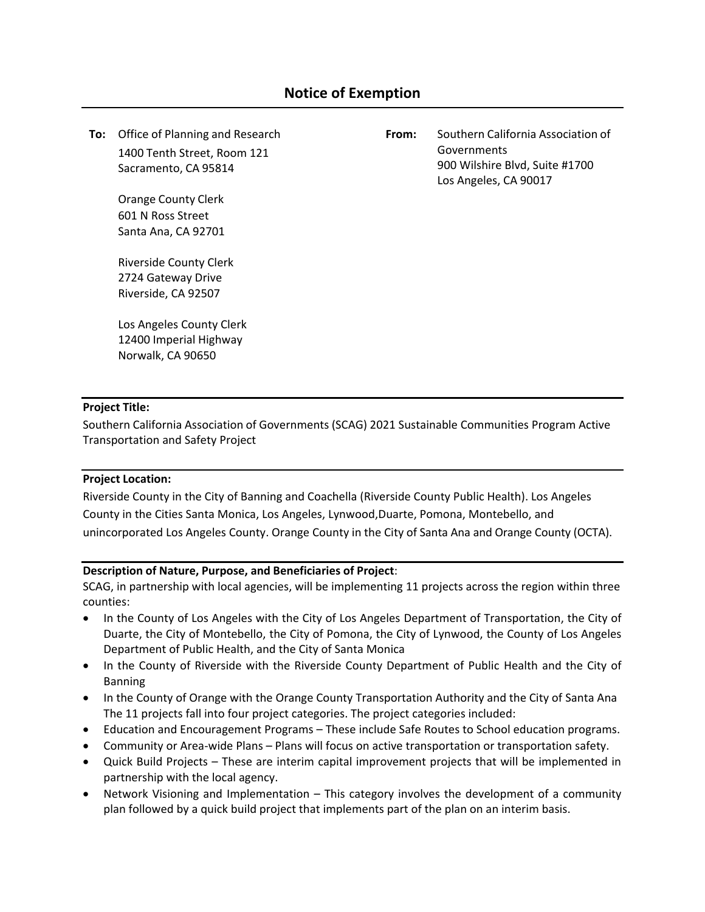# Notice of Exemption

**To:** Office of Planning and Research
1400 Tenth Street, Room 121
Sacramento, CA 95814

Orange County Clerk
601 N Ross Street
Santa Ana, CA 92701

Riverside County Clerk
2724 Gateway Drive
Riverside, CA 92507

Los Angeles County Clerk
12400 Imperial Highway
Norwalk, CA 90650

**From:** Southern California Association of Governments
900 Wilshire Blvd, Suite #1700
Los Angeles, CA 90017

**Project Title:**

Southern California Association of Governments (SCAG) 2021 Sustainable Communities Program Active Transportation and Safety Project

**Project Location:**

Riverside County in the City of Banning and Coachella (Riverside County Public Health). Los Angeles County in the Cities Santa Monica, Los Angeles, Lynwood,Duarte, Pomona, Montebello, and unincorporated Los Angeles County. Orange County in the City of Santa Ana and Orange County (OCTA).

**Description of Nature, Purpose, and Beneficiaries of Project**:

SCAG, in partnership with local agencies, will be implementing 11 projects across the region within three counties:

- In the County of Los Angeles with the City of Los Angeles Department of Transportation, the City of Duarte, the City of Montebello, the City of Pomona, the City of Lynwood, the County of Los Angeles Department of Public Health, and the City of Santa Monica
- In the County of Riverside with the Riverside County Department of Public Health and the City of Banning
- In the County of Orange with the Orange County Transportation Authority and the City of Santa Ana
  The 11 projects fall into four project categories. The project categories included:
- Education and Encouragement Programs – These include Safe Routes to School education programs.
- Community or Area-wide Plans – Plans will focus on active transportation or transportation safety.
- Quick Build Projects – These are interim capital improvement projects that will be implemented in partnership with the local agency.
- Network Visioning and Implementation – This category involves the development of a community plan followed by a quick build project that implements part of the plan on an interim basis.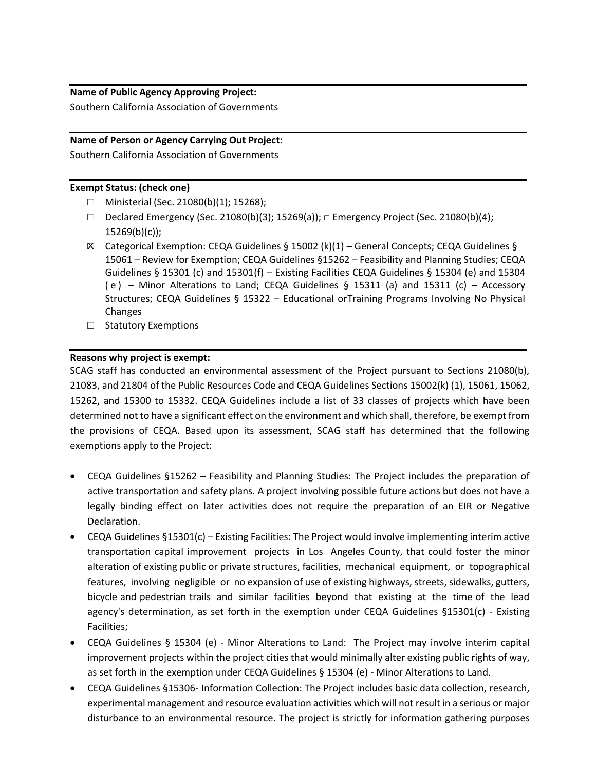**Name of Public Agency Approving Project:**
Southern California Association of Governments

**Name of Person or Agency Carrying Out Project:**
Southern California Association of Governments

**Exempt Status: (check one)**

- ☐ Ministerial (Sec. 21080(b)(1); 15268);
- ☐ Declared Emergency (Sec. 21080(b)(3); 15269(a)); ☐ Emergency Project (Sec. 21080(b)(4); 15269(b)(c));
- ☒ Categorical Exemption: CEQA Guidelines § 15002 (k)(1) – General Concepts; CEQA Guidelines § 15061 – Review for Exemption; CEQA Guidelines §15262 – Feasibility and Planning Studies; CEQA Guidelines § 15301 (c) and 15301(f) – Existing Facilities CEQA Guidelines § 15304 (e) and 15304 ( e ) – Minor Alterations to Land; CEQA Guidelines § 15311 (a) and 15311 (c) – Accessory Structures; CEQA Guidelines § 15322 – Educational orTraining Programs Involving No Physical Changes
- ☐ Statutory Exemptions

**Reasons why project is exempt:**
SCAG staff has conducted an environmental assessment of the Project pursuant to Sections 21080(b), 21083, and 21804 of the Public Resources Code and CEQA Guidelines Sections 15002(k) (1), 15061, 15062, 15262, and 15300 to 15332. CEQA Guidelines include a list of 33 classes of projects which have been determined not to have a significant effect on the environment and which shall, therefore, be exempt from the provisions of CEQA. Based upon its assessment, SCAG staff has determined that the following exemptions apply to the Project:

- CEQA Guidelines §15262 – Feasibility and Planning Studies: The Project includes the preparation of active transportation and safety plans. A project involving possible future actions but does not have a legally binding effect on later activities does not require the preparation of an EIR or Negative Declaration.
- CEQA Guidelines §15301(c) – Existing Facilities: The Project would involve implementing interim active transportation capital improvement projects in Los Angeles County, that could foster the minor alteration of existing public or private structures, facilities, mechanical equipment, or topographical features, involving negligible or no expansion of use of existing highways, streets, sidewalks, gutters, bicycle and pedestrian trails and similar facilities beyond that existing at the time of the lead agency's determination, as set forth in the exemption under CEQA Guidelines §15301(c) - Existing Facilities;
- CEQA Guidelines § 15304 (e) - Minor Alterations to Land: The Project may involve interim capital improvement projects within the project cities that would minimally alter existing public rights of way, as set forth in the exemption under CEQA Guidelines § 15304 (e) - Minor Alterations to Land.
- CEQA Guidelines §15306- Information Collection: The Project includes basic data collection, research, experimental management and resource evaluation activities which will not result in a serious or major disturbance to an environmental resource. The project is strictly for information gathering purposes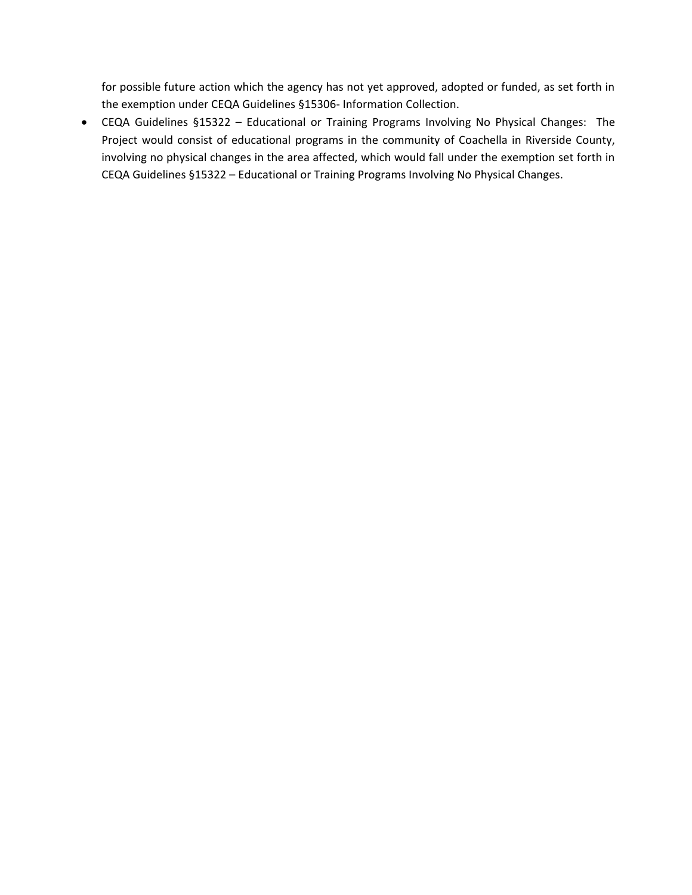for possible future action which the agency has not yet approved, adopted or funded, as set forth in the exemption under CEQA Guidelines §15306- Information Collection.

- CEQA Guidelines §15322 – Educational or Training Programs Involving No Physical Changes: The Project would consist of educational programs in the community of Coachella in Riverside County, involving no physical changes in the area affected, which would fall under the exemption set forth in CEQA Guidelines §15322 – Educational or Training Programs Involving No Physical Changes.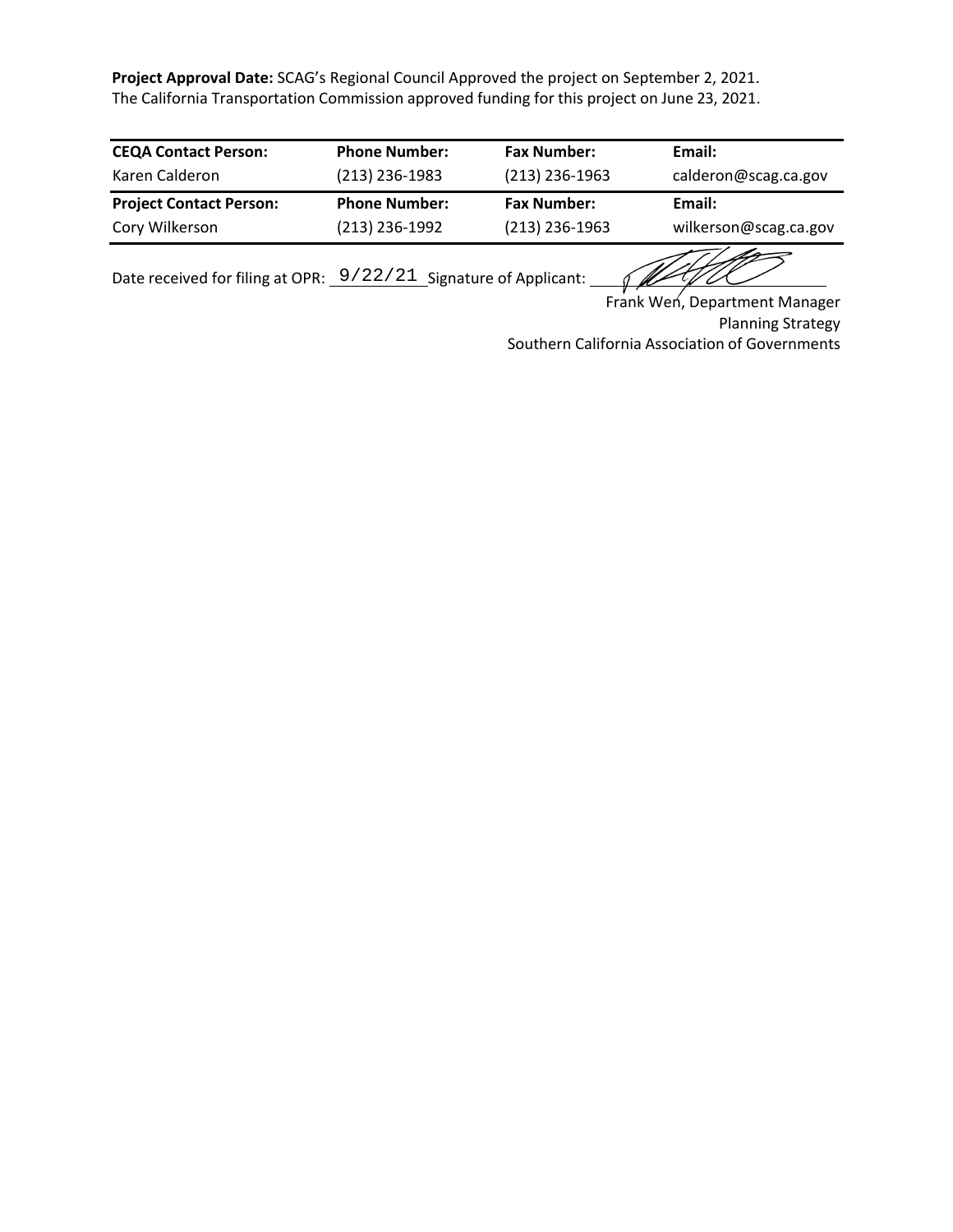**Project Approval Date:** SCAG's Regional Council Approved the project on September 2, 2021.
The California Transportation Commission approved funding for this project on June 23, 2021.

| **CEQA Contact Person:** | **Phone Number:** | **Fax Number:** | **Email:** |
|---|---|---|---|
| Karen Calderon | (213) 236-1983 | (213) 236-1963 | calderon@scag.ca.gov |
| **Project Contact Person:** | **Phone Number:** | **Fax Number:** | **Email:** |
| Cory Wilkerson | (213) 236-1992 | (213) 236-1963 | wilkerson@scag.ca.gov |

Date received for filing at OPR: 9/22/21 Signature of Applicant: ____________________

Frank Wen, Department Manager
Planning Strategy
Southern California Association of Governments